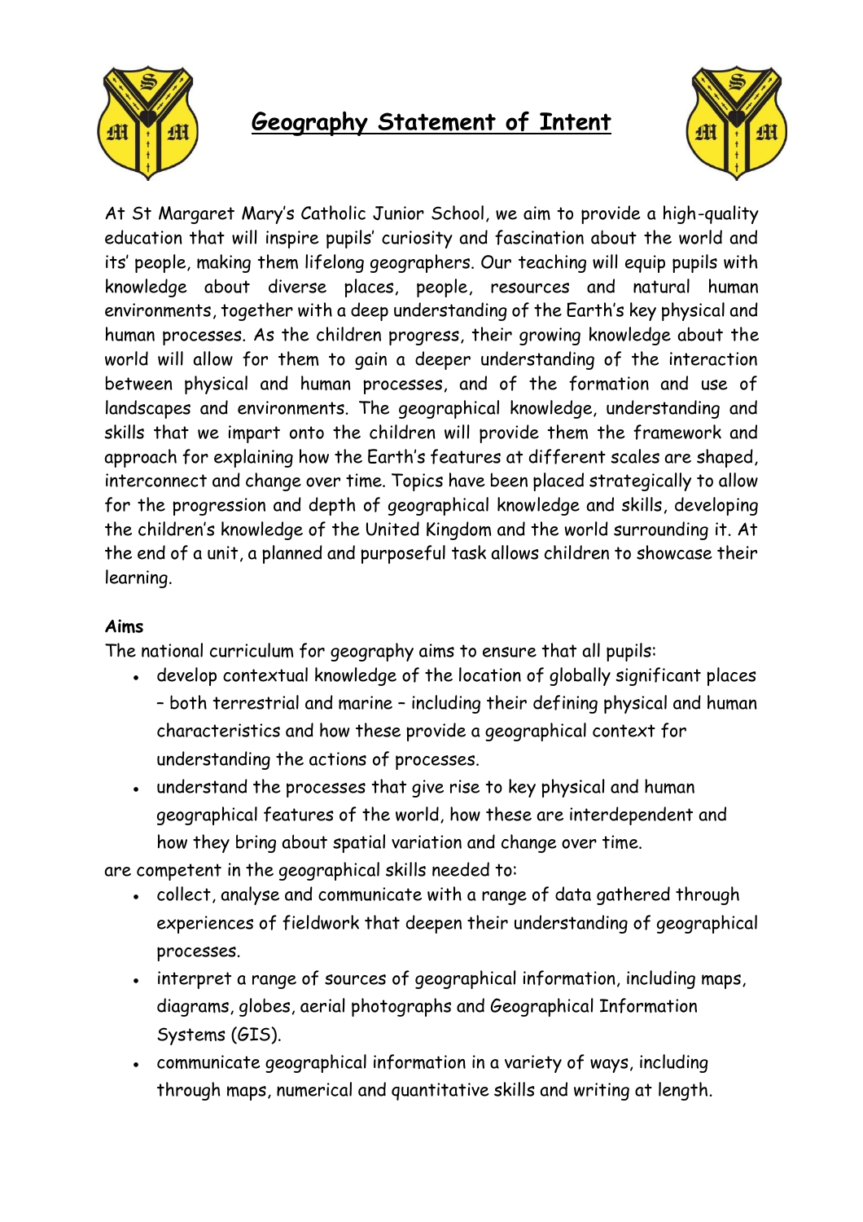# Geography Statement of Intent

At St Margaret Mary's Catholic Junior School, we aim to provide a high-quality education that will inspire pupils' curiosity and fascination about the world and its' people, making them lifelong geographers. Our teaching will equip pupils with knowledge about diverse places, people, resources and natural human environments, together with a deep understanding of the Earth's key physical and human processes. As the children progress, their growing knowledge about the world will allow for them to gain a deeper understanding of the interaction between physical and human processes, and of the formation and use of landscapes and environments. The geographical knowledge, understanding and skills that we impart onto the children will provide them the framework and approach for explaining how the Earth's features at different scales are shaped, interconnect and change over time. Topics have been placed strategically to allow for the progression and depth of geographical knowledge and skills, developing the children's knowledge of the United Kingdom and the world surrounding it. At the end of a unit, a planned and purposeful task allows children to showcase their learning.

**Aims**

The national curriculum for geography aims to ensure that all pupils:

- develop contextual knowledge of the location of globally significant places – both terrestrial and marine – including their defining physical and human characteristics and how these provide a geographical context for understanding the actions of processes.
- understand the processes that give rise to key physical and human geographical features of the world, how these are interdependent and how they bring about spatial variation and change over time.

are competent in the geographical skills needed to:

- collect, analyse and communicate with a range of data gathered through experiences of fieldwork that deepen their understanding of geographical processes.
- interpret a range of sources of geographical information, including maps, diagrams, globes, aerial photographs and Geographical Information Systems (GIS).
- communicate geographical information in a variety of ways, including through maps, numerical and quantitative skills and writing at length.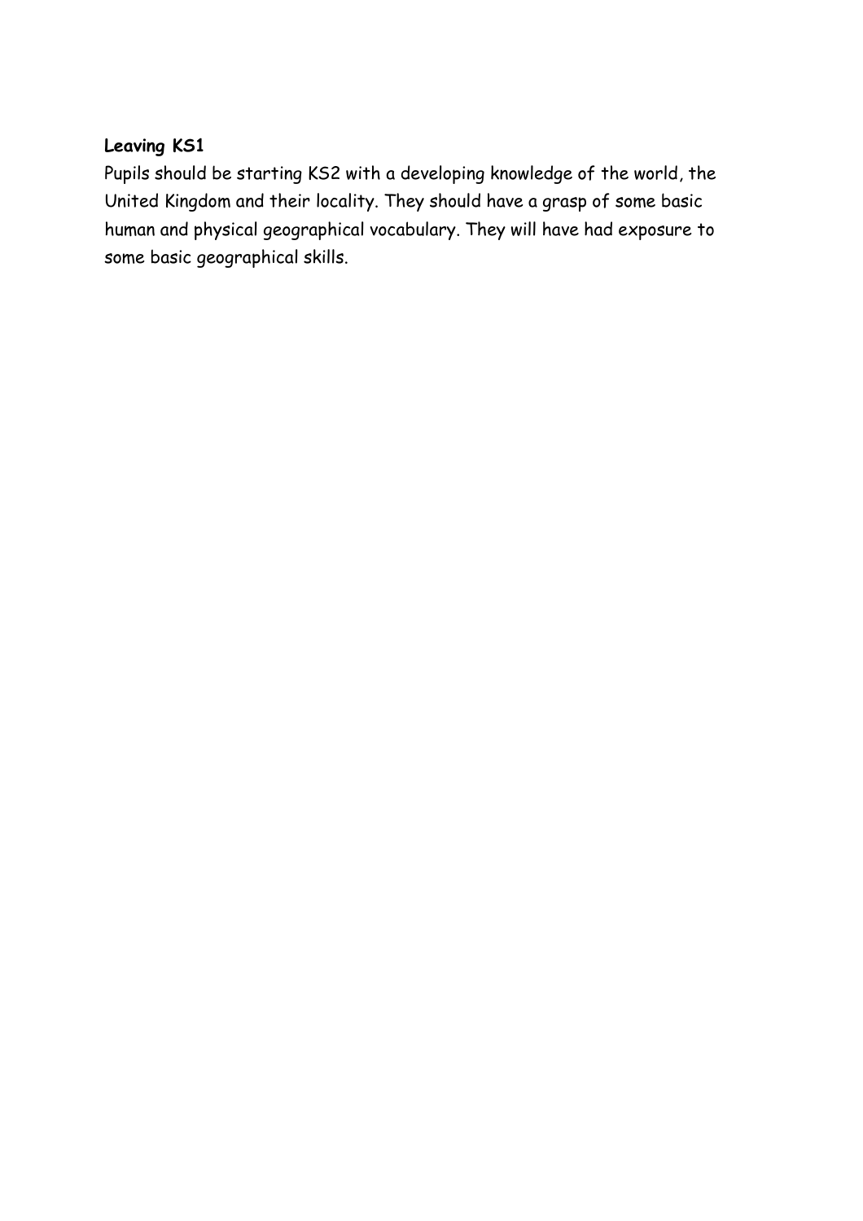**Leaving KS1**

Pupils should be starting KS2 with a developing knowledge of the world, the United Kingdom and their locality. They should have a grasp of some basic human and physical geographical vocabulary. They will have had exposure to some basic geographical skills.